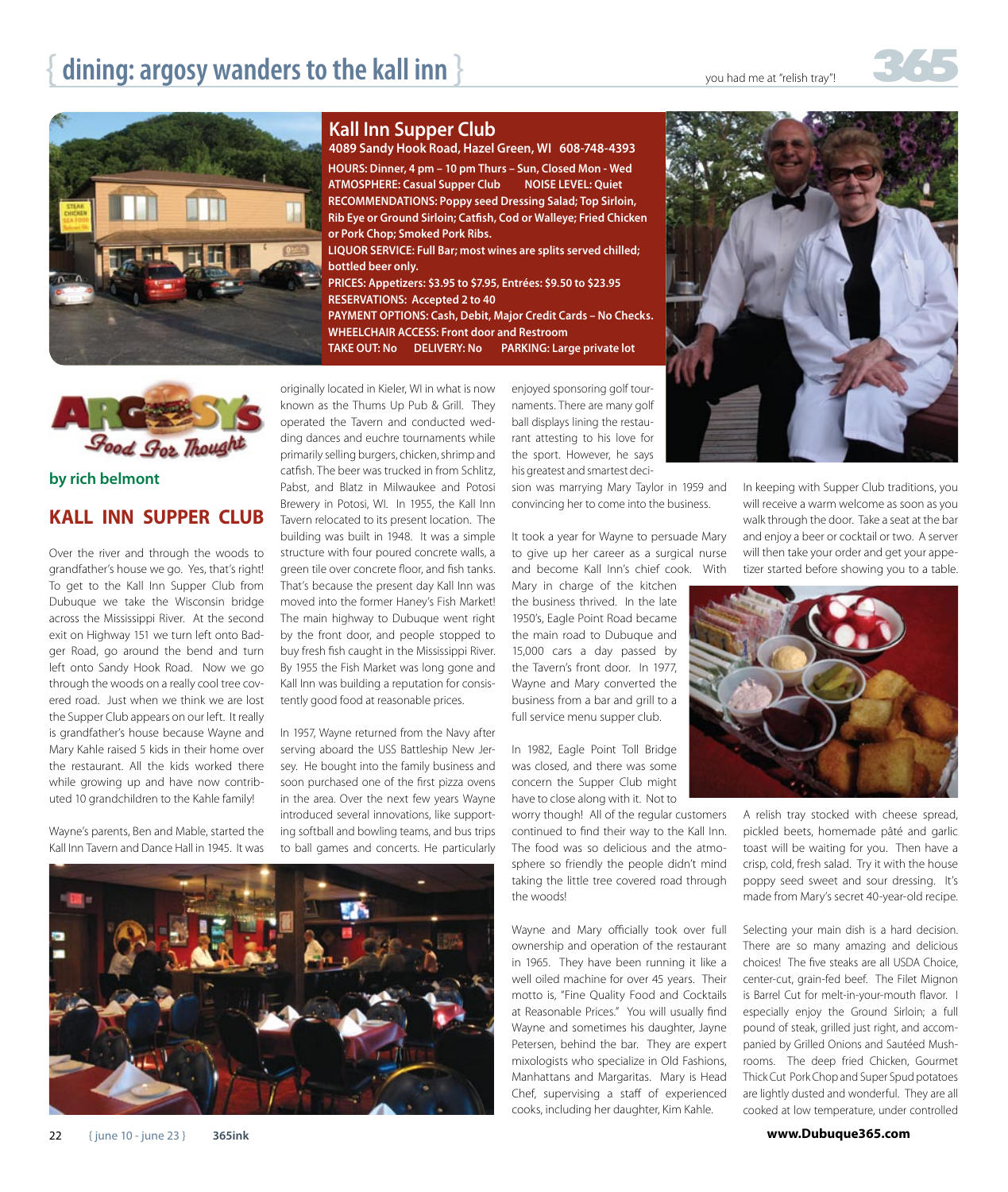# dining: argosy wanders to the kall inn

## Kall Inn Supper Club

**4089 Sandy Hook Road, Hazel Green, WI 608-748-4393**

**HOURS:** Dinner, 4 pm – 10 pm Thurs – Sun, Closed Mon - Wed
**ATMOSPHERE:** Casual Supper Club **NOISE LEVEL:** Quiet
**RECOMMENDATIONS:** Poppy seed Dressing Salad; Top Sirloin, Rib Eye or Ground Sirloin; Catfish, Cod or Walleye; Fried Chicken or Pork Chop; Smoked Pork Ribs.
**LIQUOR SERVICE:** Full Bar; most wines are splits served chilled; bottled beer only.
**PRICES:** Appetizers: $3.95 to $7.95, Entrées: $9.50 to $23.95
**RESERVATIONS:** Accepted 2 to 40
**PAYMENT OPTIONS:** Cash, Debit, Major Credit Cards – No Checks.
**WHEELCHAIR ACCESS:** Front door and Restroom
**TAKE OUT:** No **DELIVERY:** No **PARKING:** Large private lot

Argosy's Food For Thought

**by rich belmont**

## KALL INN SUPPER CLUB

Over the river and through the woods to grandfather's house we go. Yes, that's right! To get to the Kall Inn Supper Club from Dubuque we take the Wisconsin bridge across the Mississippi River. At the second exit on Highway 151 we turn left onto Badger Road, go around the bend and turn left onto Sandy Hook Road. Now we go through the woods on a really cool tree covered road. Just when we think we are lost the Supper Club appears on our left. It really is grandfather's house because Wayne and Mary Kahle raised 5 kids in their home over the restaurant. All the kids worked there while growing up and have now contributed 10 grandchildren to the Kahle family!

Wayne's parents, Ben and Mable, started the Kall Inn Tavern and Dance Hall in 1945. It was originally located in Kieler, WI in what is now known as the Thums Up Pub & Grill. They operated the Tavern and conducted wedding dances and euchre tournaments while primarily selling burgers, chicken, shrimp and catfish. The beer was trucked in from Schlitz, Pabst, and Blatz in Milwaukee and Potosi Brewery in Potosi, WI. In 1955, the Kall Inn Tavern relocated to its present location. The building was built in 1948. It was a simple structure with four poured concrete walls, a green tile over concrete floor, and fish tanks. That's because the present day Kall Inn was moved into the former Haney's Fish Market! The main highway to Dubuque went right by the front door, and people stopped to buy fresh fish caught in the Mississippi River. By 1955 the Fish Market was long gone and Kall Inn was building a reputation for consistently good food at reasonable prices.

In 1957, Wayne returned from the Navy after serving aboard the USS Battleship New Jersey. He bought into the family business and soon purchased one of the first pizza ovens in the area. Over the next few years Wayne introduced several innovations, like supporting softball and bowling teams, and bus trips to ball games and concerts. He particularly enjoyed sponsoring golf tournaments. There are many golf ball displays lining the restaurant attesting to his love for the sport. However, he says his greatest and smartest decision was marrying Mary Taylor in 1959 and convincing her to come into the business.

It took a year for Wayne to persuade Mary to give up her career as a surgical nurse and become Kall Inn's chief cook. With Mary in charge of the kitchen the business thrived. In the late 1950's, Eagle Point Road became the main road to Dubuque and 15,000 cars a day passed by the Tavern's front door. In 1977, Wayne and Mary converted the business from a bar and grill to a full service menu supper club.

In 1982, Eagle Point Toll Bridge was closed, and there was some concern the Supper Club might have to close along with it. Not to worry though! All of the regular customers continued to find their way to the Kall Inn. The food was so delicious and the atmosphere so friendly the people didn't mind taking the little tree covered road through the woods!

Wayne and Mary officially took over full ownership and operation of the restaurant in 1965. They have been running it like a well oiled machine for over 45 years. Their motto is, "Fine Quality Food and Cocktails at Reasonable Prices." You will usually find Wayne and sometimes his daughter, Jayne Petersen, behind the bar. They are expert mixologists who specialize in Old Fashions, Manhattans and Margaritas. Mary is Head Chef, supervising a staff of experienced cooks, including her daughter, Kim Kahle.

In keeping with Supper Club traditions, you will receive a warm welcome as soon as you walk through the door. Take a seat at the bar and enjoy a beer or cocktail or two. A server will then take your order and get your appetizer started before showing you to a table.

A relish tray stocked with cheese spread, pickled beets, homemade pâté and garlic toast will be waiting for you. Then have a crisp, cold, fresh salad. Try it with the house poppy seed sweet and sour dressing. It's made from Mary's secret 40-year-old recipe.

Selecting your main dish is a hard decision. There are so many amazing and delicious choices! The five steaks are all USDA Choice, center-cut, grain-fed beef. The Filet Mignon is Barrel Cut for melt-in-your-mouth flavor. I especially enjoy the Ground Sirloin; a full pound of steak, grilled just right, and accompanied by Grilled Onions and Sautéed Mushrooms. The deep fried Chicken, Gourmet Thick Cut Pork Chop and Super Spud potatoes are lightly dusted and wonderful. They are all cooked at low temperature, under controlled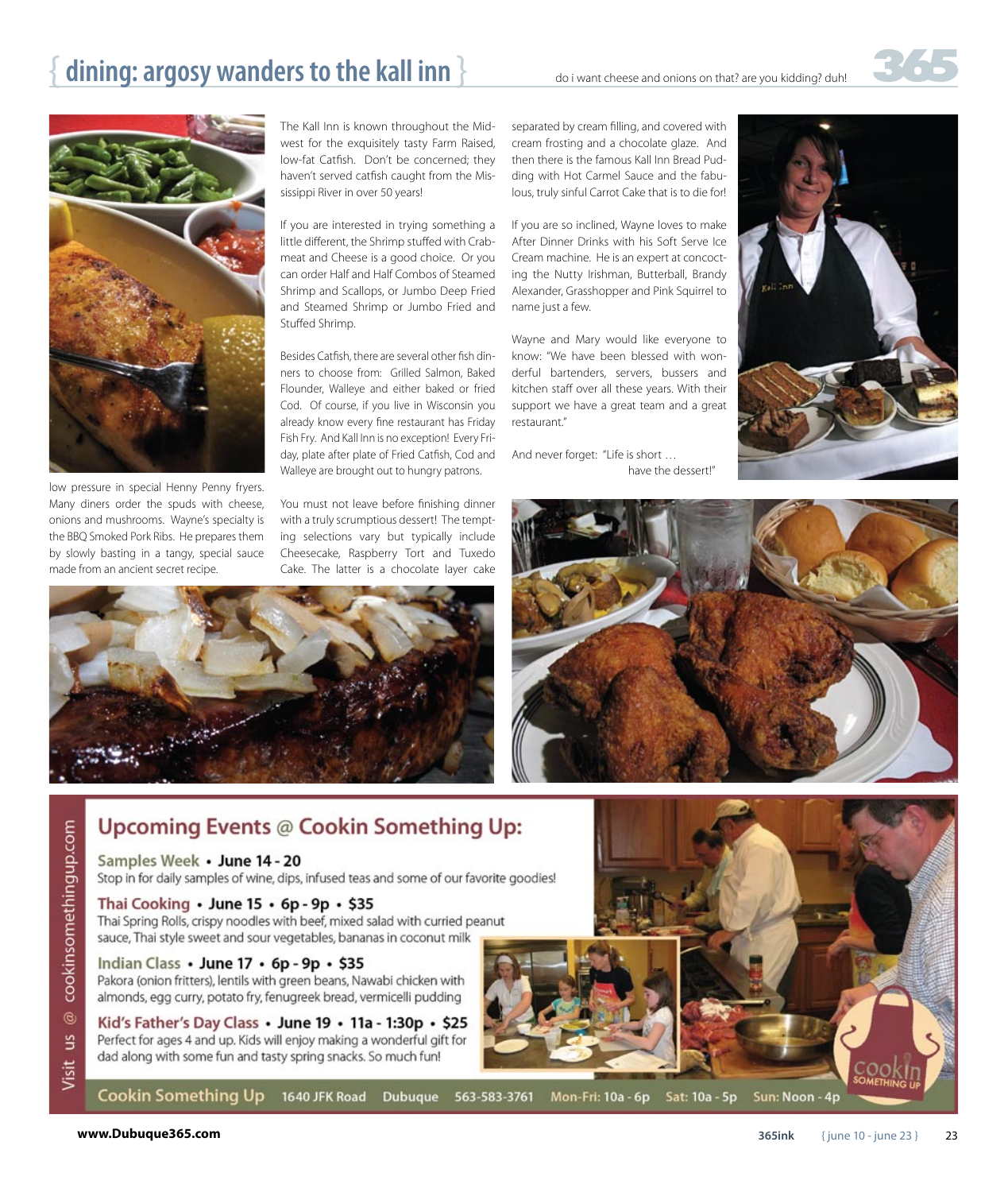# dining: argosy wanders to the kall inn

do i want cheese and onions on that? are you kidding? duh!

low pressure in special Henny Penny fryers. Many diners order the spuds with cheese, onions and mushrooms. Wayne's specialty is the BBQ Smoked Pork Ribs. He prepares them by slowly basting in a tangy, special sauce made from an ancient secret recipe.

The Kall Inn is known throughout the Midwest for the exquisitely tasty Farm Raised, low-fat Catfish. Don't be concerned; they haven't served catfish caught from the Mississippi River in over 50 years!

If you are interested in trying something a little different, the Shrimp stuffed with Crabmeat and Cheese is a good choice. Or you can order Half and Half Combos of Steamed Shrimp and Scallops, or Jumbo Deep Fried and Steamed Shrimp or Jumbo Fried and Stuffed Shrimp.

Besides Catfish, there are several other fish dinners to choose from: Grilled Salmon, Baked Flounder, Walleye and either baked or fried Cod. Of course, if you live in Wisconsin you already know every fine restaurant has Friday Fish Fry. And Kall Inn is no exception! Every Friday, plate after plate of Fried Catfish, Cod and Walleye are brought out to hungry patrons.

You must not leave before finishing dinner with a truly scrumptious dessert! The tempting selections vary but typically include Cheesecake, Raspberry Tort and Tuxedo Cake. The latter is a chocolate layer cake separated by cream filling, and covered with cream frosting and a chocolate glaze. And then there is the famous Kall Inn Bread Pudding with Hot Carmel Sauce and the fabulous, truly sinful Carrot Cake that is to die for!

If you are so inclined, Wayne loves to make After Dinner Drinks with his Soft Serve Ice Cream machine. He is an expert at concocting the Nutty Irishman, Butterball, Brandy Alexander, Grasshopper and Pink Squirrel to name just a few.

Wayne and Mary would like everyone to know: "We have been blessed with wonderful bartenders, servers, bussers and kitchen staff over all these years. With their support we have a great team and a great restaurant."

And never forget: "Life is short …
have the dessert!"

## Upcoming Events @ Cookin Something Up:

**Samples Week • June 14 - 20**
Stop in for daily samples of wine, dips, infused teas and some of our favorite goodies!

**Thai Cooking • June 15 • 6p - 9p • $35**
Thai Spring Rolls, crispy noodles with beef, mixed salad with curried peanut sauce, Thai style sweet and sour vegetables, bananas in coconut milk

**Indian Class • June 17 • 6p - 9p • $35**
Pakora (onion fritters), lentils with green beans, Nawabi chicken with almonds, egg curry, potato fry, fenugreek bread, vermicelli pudding

**Kid's Father's Day Class • June 19 • 11a - 1:30p • $25**
Perfect for ages 4 and up. Kids will enjoy making a wonderful gift for dad along with some fun and tasty spring snacks. So much fun!

Visit us @ cookinsomethingup.com

**Cookin Something Up** 1640 JFK Road Dubuque 563-583-3761 Mon-Fri: 10a - 6p Sat: 10a - 5p Sun: Noon - 4p